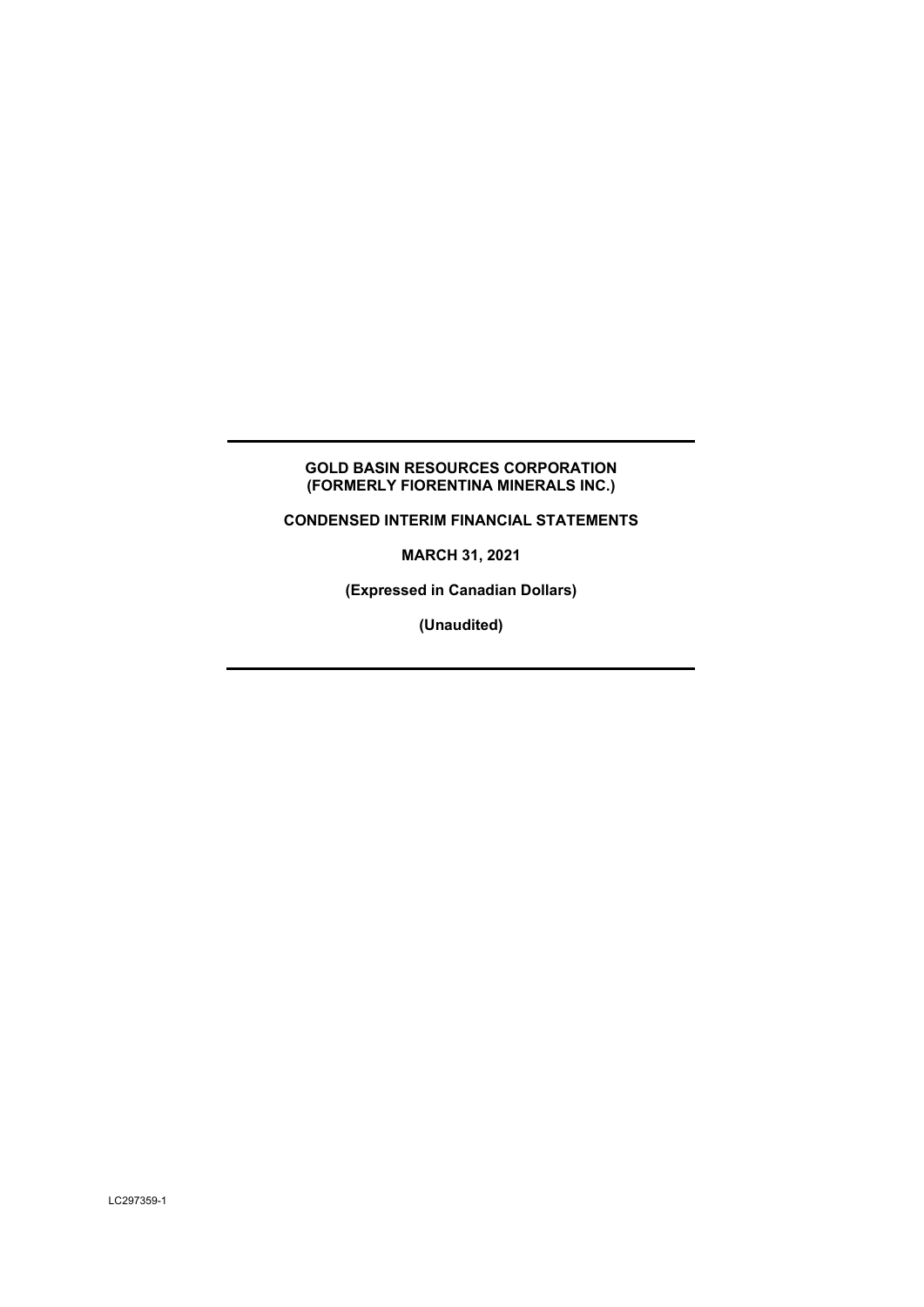**GOLD BASIN RESOURCES CORPORATION**
**(FORMERLY FIORENTINA MINERALS INC.)**

**CONDENSED INTERIM FINANCIAL STATEMENTS**

**MARCH 31, 2021**

**(Expressed in Canadian Dollars)**

**(Unaudited)**

LC297359-1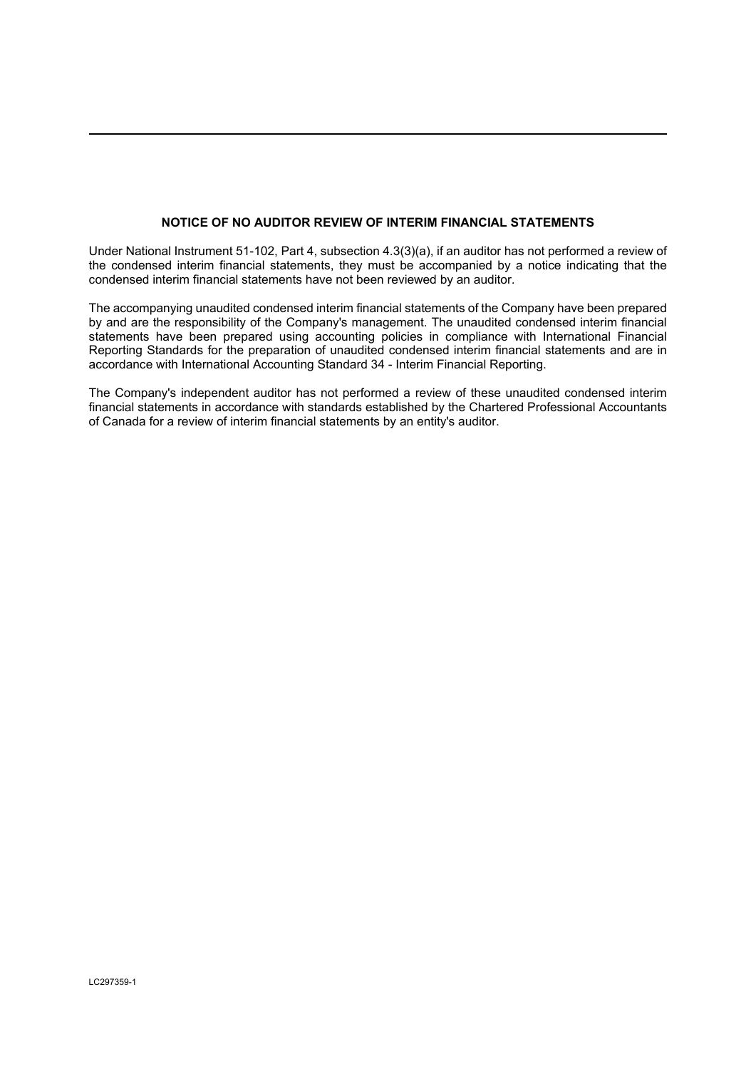## NOTICE OF NO AUDITOR REVIEW OF INTERIM FINANCIAL STATEMENTS

Under National Instrument 51-102, Part 4, subsection 4.3(3)(a), if an auditor has not performed a review of the condensed interim financial statements, they must be accompanied by a notice indicating that the condensed interim financial statements have not been reviewed by an auditor.

The accompanying unaudited condensed interim financial statements of the Company have been prepared by and are the responsibility of the Company's management. The unaudited condensed interim financial statements have been prepared using accounting policies in compliance with International Financial Reporting Standards for the preparation of unaudited condensed interim financial statements and are in accordance with International Accounting Standard 34 - Interim Financial Reporting.

The Company's independent auditor has not performed a review of these unaudited condensed interim financial statements in accordance with standards established by the Chartered Professional Accountants of Canada for a review of interim financial statements by an entity's auditor.

LC297359-1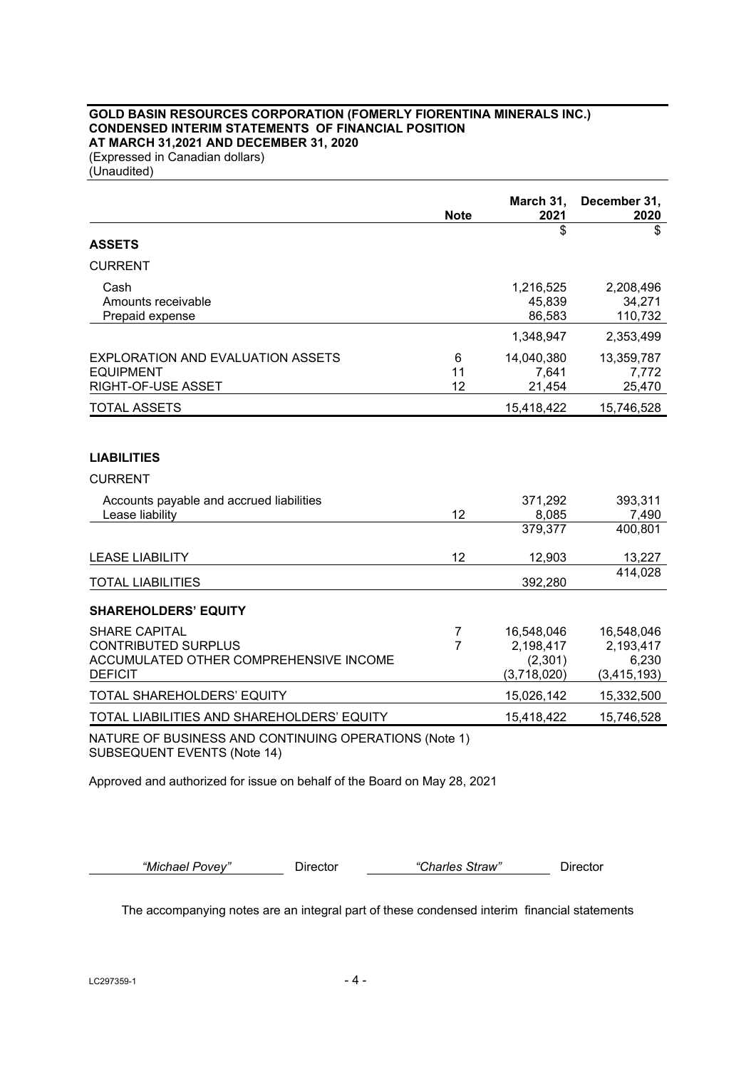**GOLD BASIN RESOURCES CORPORATION (FOMERLY FIORENTINA MINERALS INC.)**
**CONDENSED INTERIM STATEMENTS OF FINANCIAL POSITION**
**AT MARCH 31,2021 AND DECEMBER 31, 2020**
(Expressed in Canadian dollars)
(Unaudited)

| | Note | March 31, 2021 | December 31, 2020 |
|---|---|---|---|
| | | $ | $ |
| **ASSETS** | | | |
| CURRENT | | | |
| Cash | | 1,216,525 | 2,208,496 |
| Amounts receivable | | 45,839 | 34,271 |
| Prepaid expense | | 86,583 | 110,732 |
| | | 1,348,947 | 2,353,499 |
| EXPLORATION AND EVALUATION ASSETS | 6 | 14,040,380 | 13,359,787 |
| EQUIPMENT | 11 | 7,641 | 7,772 |
| RIGHT-OF-USE ASSET | 12 | 21,454 | 25,470 |
| TOTAL ASSETS | | 15,418,422 | 15,746,528 |
| | | | |
| **LIABILITIES** | | | |
| CURRENT | | | |
| Accounts payable and accrued liabilities | | 371,292 | 393,311 |
| Lease liability | 12 | 8,085 | 7,490 |
| | | 379,377 | 400,801 |
| LEASE LIABILITY | 12 | 12,903 | 13,227 |
| TOTAL LIABILITIES | | 392,280 | 414,028 |
| **SHAREHOLDERS' EQUITY** | | | |
| SHARE CAPITAL | 7 | 16,548,046 | 16,548,046 |
| CONTRIBUTED SURPLUS | 7 | 2,198,417 | 2,193,417 |
| ACCUMULATED OTHER COMPREHENSIVE INCOME | | (2,301) | 6,230 |
| DEFICIT | | (3,718,020) | (3,415,193) |
| TOTAL SHAREHOLDERS' EQUITY | | 15,026,142 | 15,332,500 |
| TOTAL LIABILITIES AND SHAREHOLDERS' EQUITY | | 15,418,422 | 15,746,528 |

NATURE OF BUSINESS AND CONTINUING OPERATIONS (Note 1)
SUBSEQUENT EVENTS (Note 14)

Approved and authorized for issue on behalf of the Board on May 28, 2021

*"Michael Povey"* Director *"Charles Straw"* Director

The accompanying notes are an integral part of these condensed interim financial statements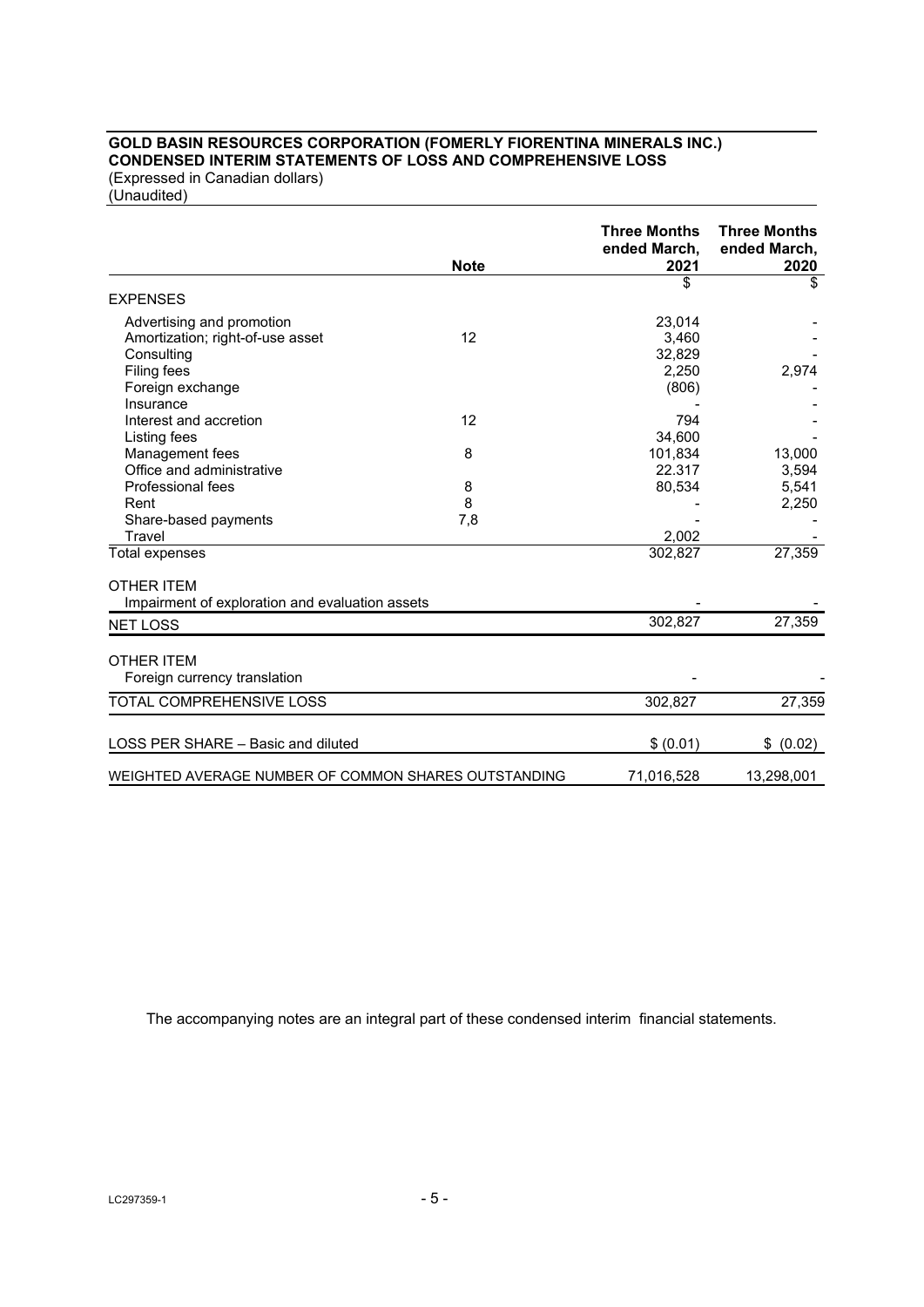**GOLD BASIN RESOURCES CORPORATION (FOMERLY FIORENTINA MINERALS INC.)**
**CONDENSED INTERIM STATEMENTS OF LOSS AND COMPREHENSIVE LOSS**
(Expressed in Canadian dollars)
(Unaudited)

| | Note | Three Months ended March, 2021 | Three Months ended March, 2020 |
|---|---|---|---|
| | | $ | $ |
| EXPENSES | | | |
| Advertising and promotion | | 23,014 | - |
| Amortization; right-of-use asset | 12 | 3,460 | - |
| Consulting | | 32,829 | - |
| Filing fees | | 2,250 | 2,974 |
| Foreign exchange | | (806) | - |
| Insurance | | - | - |
| Interest and accretion | 12 | 794 | - |
| Listing fees | | 34,600 | - |
| Management fees | 8 | 101,834 | 13,000 |
| Office and administrative | | 22.317 | 3,594 |
| Professional fees | 8 | 80,534 | 5,541 |
| Rent | 8 | - | 2,250 |
| Share-based payments | 7,8 | - | - |
| Travel | | 2,002 | - |
| Total expenses | | 302,827 | 27,359 |
| OTHER ITEM | | | |
| Impairment of exploration and evaluation assets | | - | - |
| NET LOSS | | 302,827 | 27,359 |
| OTHER ITEM | | | |
| Foreign currency translation | | - | - |
| TOTAL COMPREHENSIVE LOSS | | 302,827 | 27,359 |
| LOSS PER SHARE – Basic and diluted | | $ (0.01) | $ (0.02) |
| WEIGHTED AVERAGE NUMBER OF COMMON SHARES OUTSTANDING | | 71,016,528 | 13,298,001 |

The accompanying notes are an integral part of these condensed interim financial statements.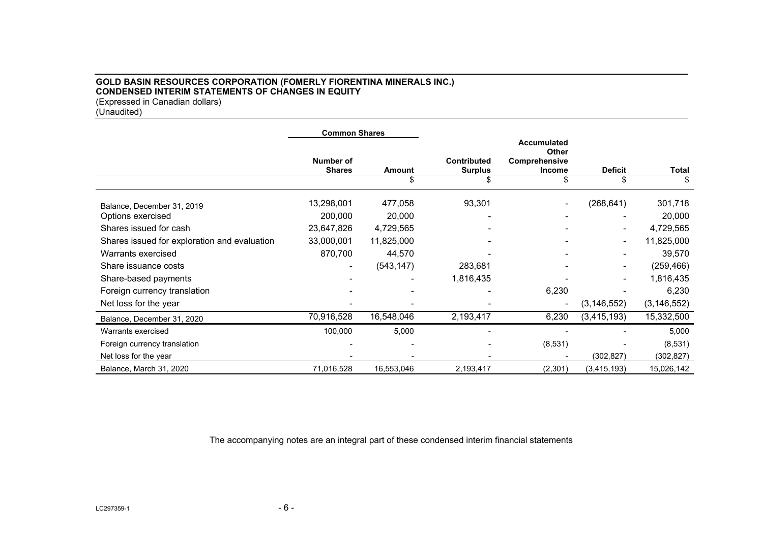**GOLD BASIN RESOURCES CORPORATION (FOMERLY FIORENTINA MINERALS INC.)**
**CONDENSED INTERIM STATEMENTS OF CHANGES IN EQUITY**
(Expressed in Canadian dollars)
(Unaudited)

| | Common Shares | | | | | |
|---|---|---|---|---|---|---|
| | **Number of Shares** | **Amount** | **Contributed Surplus** | **Accumulated Other Comprehensive Income** | **Deficit** | **Total** |
| | | $ | $ | $ | $ | $ |
| Balance, December 31, 2019 | 13,298,001 | 477,058 | 93,301 | - | (268,641) | 301,718 |
| Options exercised | 200,000 | 20,000 | - | - | - | 20,000 |
| Shares issued for cash | 23,647,826 | 4,729,565 | - | - | - | 4,729,565 |
| Shares issued for exploration and evaluation | 33,000,001 | 11,825,000 | - | - | - | 11,825,000 |
| Warrants exercised | 870,700 | 44,570 | - | - | - | 39,570 |
| Share issuance costs | - | (543,147) | 283,681 | - | - | (259,466) |
| Share-based payments | - | - | 1,816,435 | - | - | 1,816,435 |
| Foreign currency translation | - | - | - | 6,230 | - | 6,230 |
| Net loss for the year | - | - | - | - | (3,146,552) | (3,146,552) |
| Balance, December 31, 2020 | 70,916,528 | 16,548,046 | 2,193,417 | 6,230 | (3,415,193) | 15,332,500 |
| Warrants exercised | 100,000 | 5,000 | - | - | - | 5,000 |
| Foreign currency translation | - | - | - | (8,531) | - | (8,531) |
| Net loss for the year | - | - | - | - | (302,827) | (302,827) |
| Balance, March 31, 2020 | 71,016,528 | 16,553,046 | 2,193,417 | (2,301) | (3,415,193) | 15,026,142 |

The accompanying notes are an integral part of these condensed interim financial statements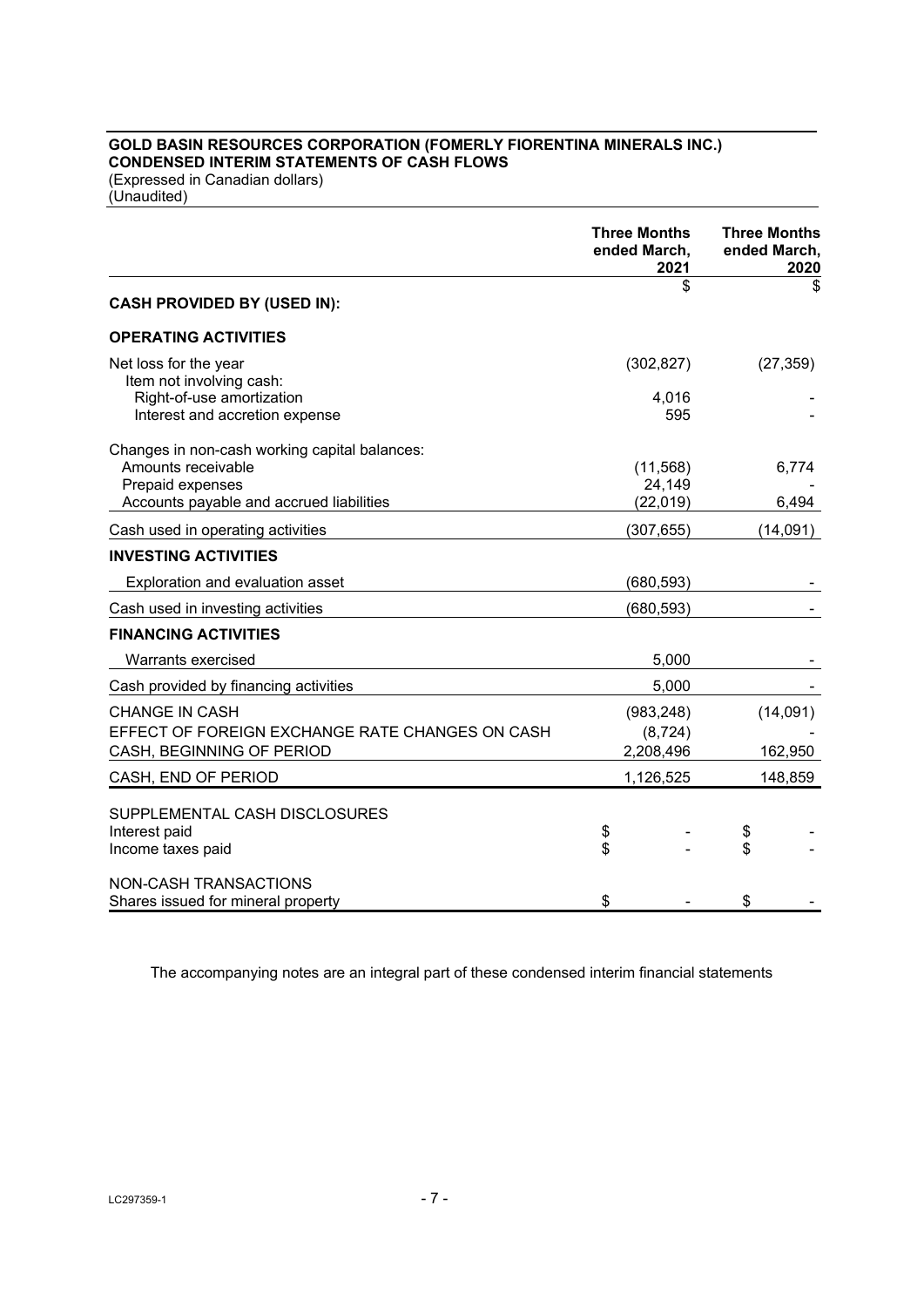**GOLD BASIN RESOURCES CORPORATION (FOMERLY FIORENTINA MINERALS INC.)**
**CONDENSED INTERIM STATEMENTS OF CASH FLOWS**
(Expressed in Canadian dollars)
(Unaudited)

| | Three Months ended March, 2021 | Three Months ended March, 2020 |
|---|---|---|
| | $ | $ |
| **CASH PROVIDED BY (USED IN):** | | |
| **OPERATING ACTIVITIES** | | |
| Net loss for the year | (302,827) | (27,359) |
| Item not involving cash: | | |
| Right-of-use amortization | 4,016 | - |
| Interest and accretion expense | 595 | - |
| Changes in non-cash working capital balances: | | |
| Amounts receivable | (11,568) | 6,774 |
| Prepaid expenses | 24,149 | - |
| Accounts payable and accrued liabilities | (22,019) | 6,494 |
| Cash used in operating activities | (307,655) | (14,091) |
| **INVESTING ACTIVITIES** | | |
| Exploration and evaluation asset | (680,593) | - |
| Cash used in investing activities | (680,593) | - |
| **FINANCING ACTIVITIES** | | |
| Warrants exercised | 5,000 | - |
| Cash provided by financing activities | 5,000 | - |
| CHANGE IN CASH | (983,248) | (14,091) |
| EFFECT OF FOREIGN EXCHANGE RATE CHANGES ON CASH | (8,724) | - |
| CASH, BEGINNING OF PERIOD | 2,208,496 | 162,950 |
| CASH, END OF PERIOD | 1,126,525 | 148,859 |
| SUPPLEMENTAL CASH DISCLOSURES | | |
| Interest paid | $ - | $ - |
| Income taxes paid | $ - | $ - |
| NON-CASH TRANSACTIONS | | |
| Shares issued for mineral property | $ - | $ - |

The accompanying notes are an integral part of these condensed interim financial statements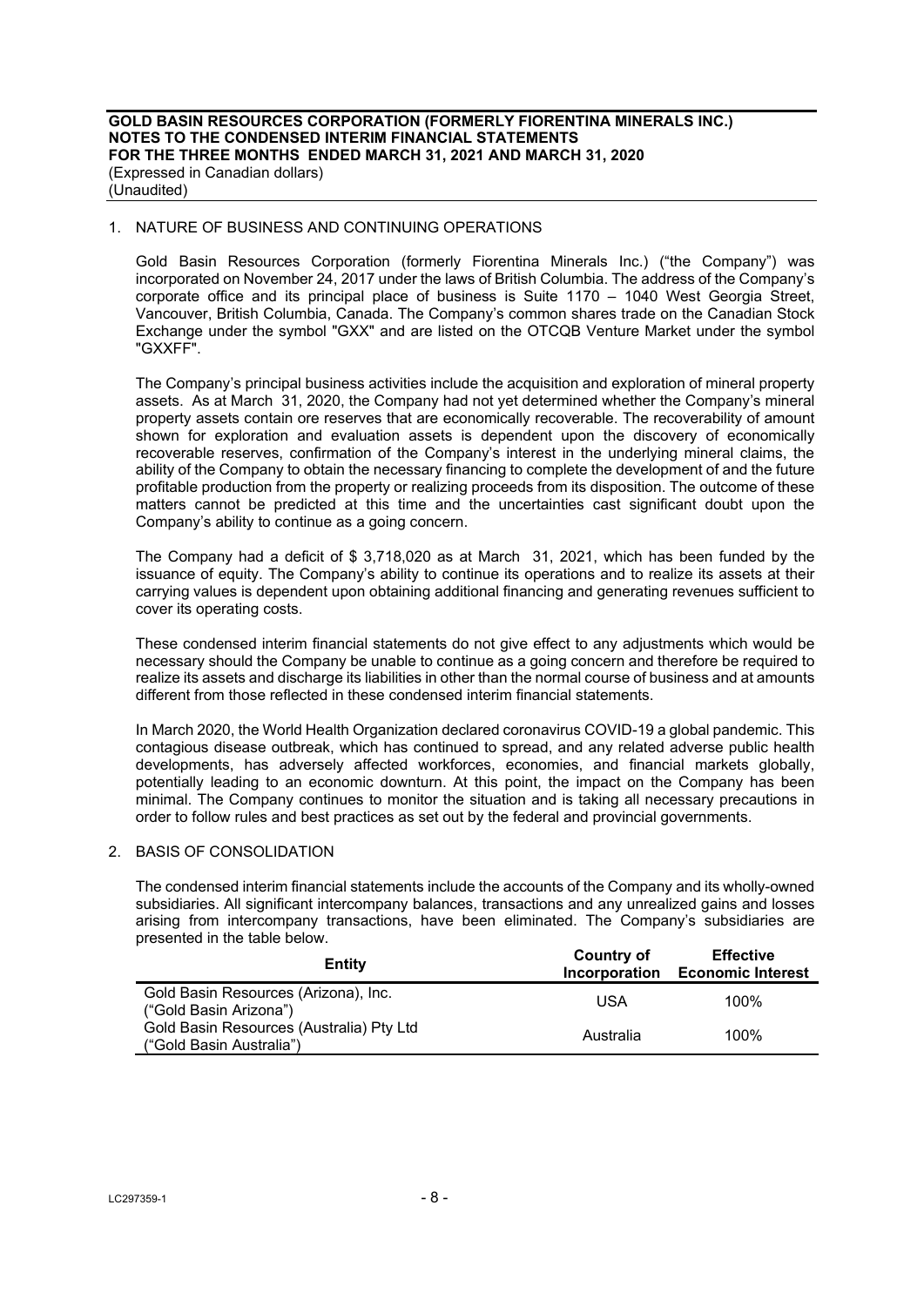## 1. NATURE OF BUSINESS AND CONTINUING OPERATIONS

Gold Basin Resources Corporation (formerly Fiorentina Minerals Inc.) ("the Company") was incorporated on November 24, 2017 under the laws of British Columbia. The address of the Company's corporate office and its principal place of business is Suite 1170 – 1040 West Georgia Street, Vancouver, British Columbia, Canada. The Company's common shares trade on the Canadian Stock Exchange under the symbol "GXX" and are listed on the OTCQB Venture Market under the symbol "GXXFF".

The Company's principal business activities include the acquisition and exploration of mineral property assets. As at March 31, 2020, the Company had not yet determined whether the Company's mineral property assets contain ore reserves that are economically recoverable. The recoverability of amount shown for exploration and evaluation assets is dependent upon the discovery of economically recoverable reserves, confirmation of the Company's interest in the underlying mineral claims, the ability of the Company to obtain the necessary financing to complete the development of and the future profitable production from the property or realizing proceeds from its disposition. The outcome of these matters cannot be predicted at this time and the uncertainties cast significant doubt upon the Company's ability to continue as a going concern.

The Company had a deficit of $ 3,718,020 as at March 31, 2021, which has been funded by the issuance of equity. The Company's ability to continue its operations and to realize its assets at their carrying values is dependent upon obtaining additional financing and generating revenues sufficient to cover its operating costs.

These condensed interim financial statements do not give effect to any adjustments which would be necessary should the Company be unable to continue as a going concern and therefore be required to realize its assets and discharge its liabilities in other than the normal course of business and at amounts different from those reflected in these condensed interim financial statements.

In March 2020, the World Health Organization declared coronavirus COVID-19 a global pandemic. This contagious disease outbreak, which has continued to spread, and any related adverse public health developments, has adversely affected workforces, economies, and financial markets globally, potentially leading to an economic downturn. At this point, the impact on the Company has been minimal. The Company continues to monitor the situation and is taking all necessary precautions in order to follow rules and best practices as set out by the federal and provincial governments.

## 2. BASIS OF CONSOLIDATION

The condensed interim financial statements include the accounts of the Company and its wholly-owned subsidiaries. All significant intercompany balances, transactions and any unrealized gains and losses arising from intercompany transactions, have been eliminated. The Company's subsidiaries are presented in the table below.

| Entity | Country of Incorporation | Effective Economic Interest |
|---|---|---|
| Gold Basin Resources (Arizona), Inc. ("Gold Basin Arizona") | USA | 100% |
| Gold Basin Resources (Australia) Pty Ltd ("Gold Basin Australia") | Australia | 100% |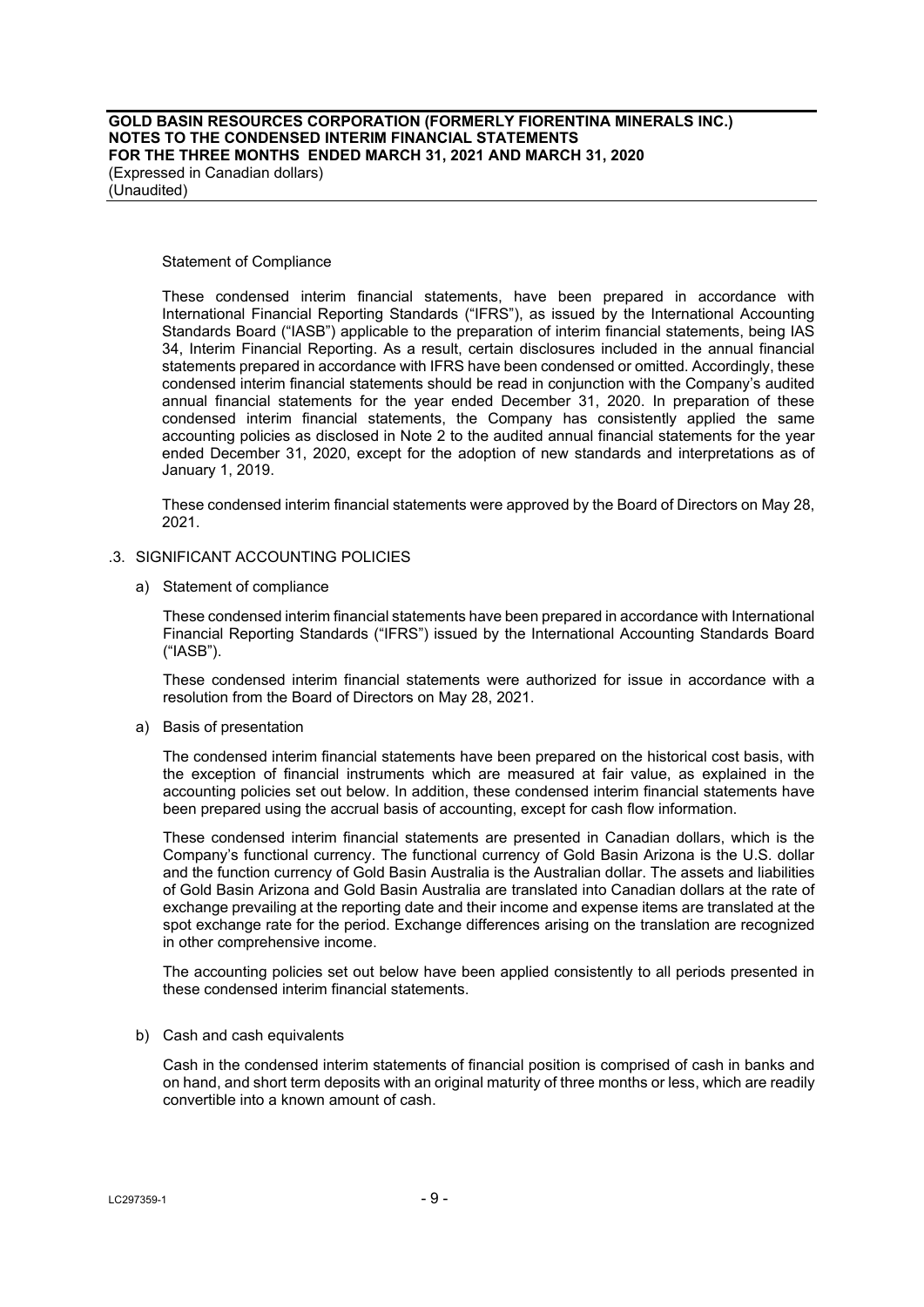Statement of Compliance

These condensed interim financial statements, have been prepared in accordance with International Financial Reporting Standards ("IFRS"), as issued by the International Accounting Standards Board ("IASB") applicable to the preparation of interim financial statements, being IAS 34, Interim Financial Reporting. As a result, certain disclosures included in the annual financial statements prepared in accordance with IFRS have been condensed or omitted. Accordingly, these condensed interim financial statements should be read in conjunction with the Company's audited annual financial statements for the year ended December 31, 2020. In preparation of these condensed interim financial statements, the Company has consistently applied the same accounting policies as disclosed in Note 2 to the audited annual financial statements for the year ended December 31, 2020, except for the adoption of new standards and interpretations as of January 1, 2019.

These condensed interim financial statements were approved by the Board of Directors on May 28, 2021.

## .3. SIGNIFICANT ACCOUNTING POLICIES

a) Statement of compliance

These condensed interim financial statements have been prepared in accordance with International Financial Reporting Standards ("IFRS") issued by the International Accounting Standards Board ("IASB").

These condensed interim financial statements were authorized for issue in accordance with a resolution from the Board of Directors on May 28, 2021.

a) Basis of presentation

The condensed interim financial statements have been prepared on the historical cost basis, with the exception of financial instruments which are measured at fair value, as explained in the accounting policies set out below. In addition, these condensed interim financial statements have been prepared using the accrual basis of accounting, except for cash flow information.

These condensed interim financial statements are presented in Canadian dollars, which is the Company's functional currency. The functional currency of Gold Basin Arizona is the U.S. dollar and the function currency of Gold Basin Australia is the Australian dollar. The assets and liabilities of Gold Basin Arizona and Gold Basin Australia are translated into Canadian dollars at the rate of exchange prevailing at the reporting date and their income and expense items are translated at the spot exchange rate for the period. Exchange differences arising on the translation are recognized in other comprehensive income.

The accounting policies set out below have been applied consistently to all periods presented in these condensed interim financial statements.

b) Cash and cash equivalents

Cash in the condensed interim statements of financial position is comprised of cash in banks and on hand, and short term deposits with an original maturity of three months or less, which are readily convertible into a known amount of cash.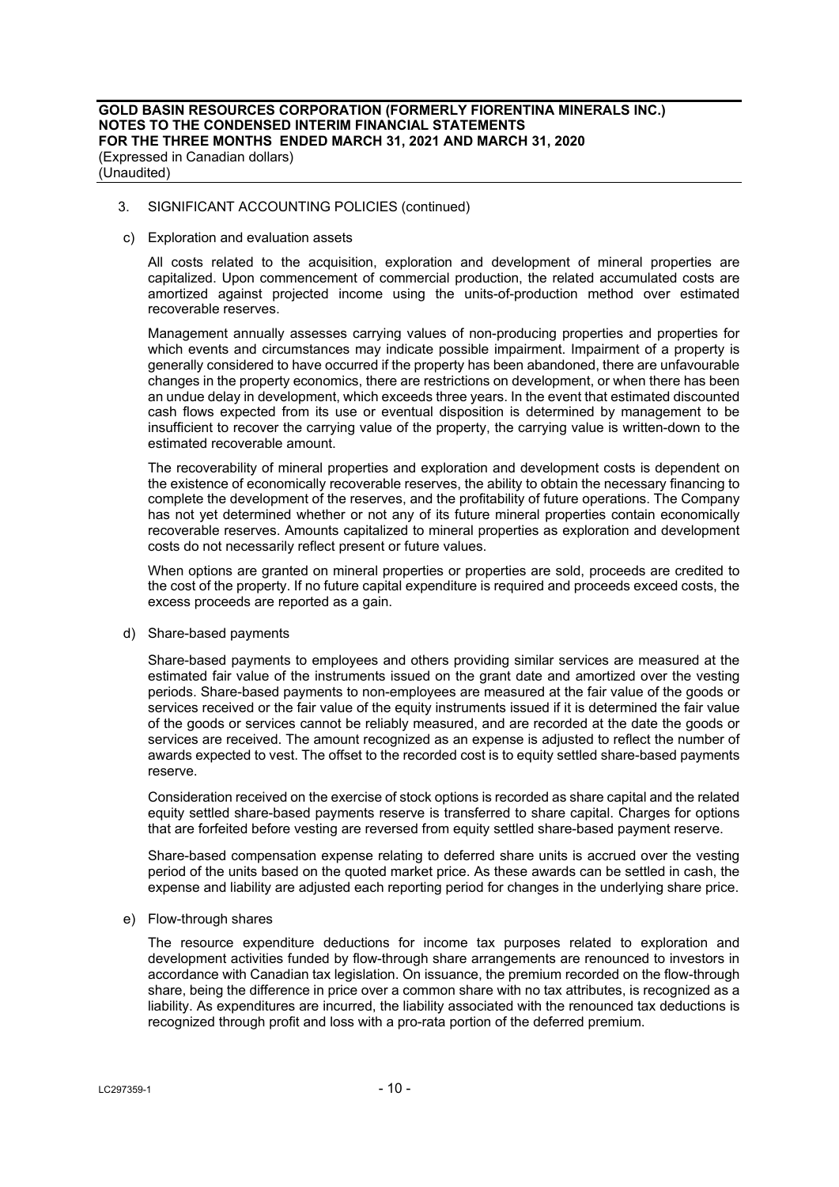## 3. SIGNIFICANT ACCOUNTING POLICIES (continued)

### c) Exploration and evaluation assets

All costs related to the acquisition, exploration and development of mineral properties are capitalized. Upon commencement of commercial production, the related accumulated costs are amortized against projected income using the units-of-production method over estimated recoverable reserves.

Management annually assesses carrying values of non-producing properties and properties for which events and circumstances may indicate possible impairment. Impairment of a property is generally considered to have occurred if the property has been abandoned, there are unfavourable changes in the property economics, there are restrictions on development, or when there has been an undue delay in development, which exceeds three years. In the event that estimated discounted cash flows expected from its use or eventual disposition is determined by management to be insufficient to recover the carrying value of the property, the carrying value is written-down to the estimated recoverable amount.

The recoverability of mineral properties and exploration and development costs is dependent on the existence of economically recoverable reserves, the ability to obtain the necessary financing to complete the development of the reserves, and the profitability of future operations. The Company has not yet determined whether or not any of its future mineral properties contain economically recoverable reserves. Amounts capitalized to mineral properties as exploration and development costs do not necessarily reflect present or future values.

When options are granted on mineral properties or properties are sold, proceeds are credited to the cost of the property. If no future capital expenditure is required and proceeds exceed costs, the excess proceeds are reported as a gain.

### d) Share-based payments

Share-based payments to employees and others providing similar services are measured at the estimated fair value of the instruments issued on the grant date and amortized over the vesting periods. Share-based payments to non-employees are measured at the fair value of the goods or services received or the fair value of the equity instruments issued if it is determined the fair value of the goods or services cannot be reliably measured, and are recorded at the date the goods or services are received. The amount recognized as an expense is adjusted to reflect the number of awards expected to vest. The offset to the recorded cost is to equity settled share-based payments reserve.

Consideration received on the exercise of stock options is recorded as share capital and the related equity settled share-based payments reserve is transferred to share capital. Charges for options that are forfeited before vesting are reversed from equity settled share-based payment reserve.

Share-based compensation expense relating to deferred share units is accrued over the vesting period of the units based on the quoted market price. As these awards can be settled in cash, the expense and liability are adjusted each reporting period for changes in the underlying share price.

### e) Flow-through shares

The resource expenditure deductions for income tax purposes related to exploration and development activities funded by flow-through share arrangements are renounced to investors in accordance with Canadian tax legislation. On issuance, the premium recorded on the flow-through share, being the difference in price over a common share with no tax attributes, is recognized as a liability. As expenditures are incurred, the liability associated with the renounced tax deductions is recognized through profit and loss with a pro-rata portion of the deferred premium.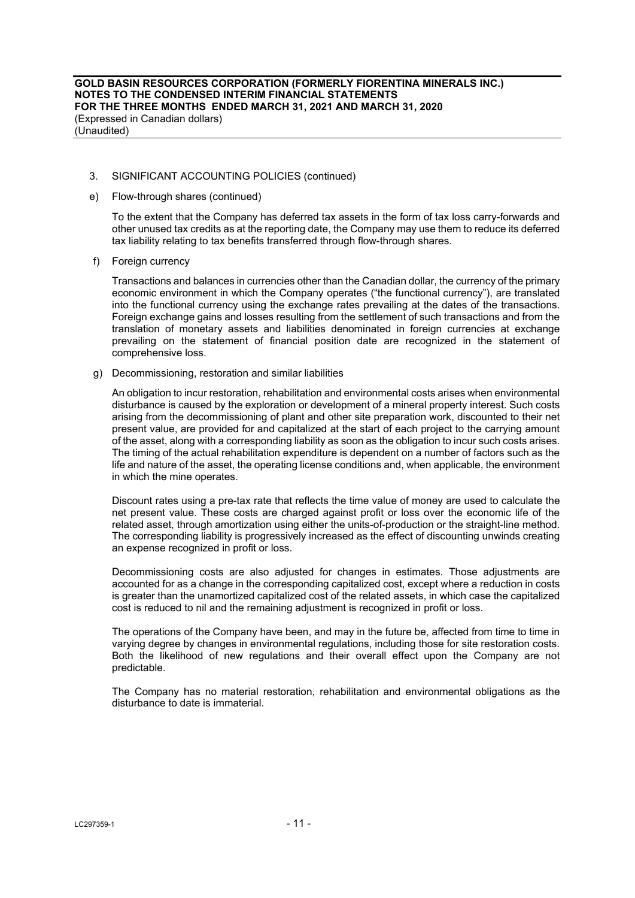3. SIGNIFICANT ACCOUNTING POLICIES (continued)

e) Flow-through shares (continued)

To the extent that the Company has deferred tax assets in the form of tax loss carry-forwards and other unused tax credits as at the reporting date, the Company may use them to reduce its deferred tax liability relating to tax benefits transferred through flow-through shares.

f) Foreign currency

Transactions and balances in currencies other than the Canadian dollar, the currency of the primary economic environment in which the Company operates ("the functional currency"), are translated into the functional currency using the exchange rates prevailing at the dates of the transactions. Foreign exchange gains and losses resulting from the settlement of such transactions and from the translation of monetary assets and liabilities denominated in foreign currencies at exchange prevailing on the statement of financial position date are recognized in the statement of comprehensive loss.

g) Decommissioning, restoration and similar liabilities

An obligation to incur restoration, rehabilitation and environmental costs arises when environmental disturbance is caused by the exploration or development of a mineral property interest. Such costs arising from the decommissioning of plant and other site preparation work, discounted to their net present value, are provided for and capitalized at the start of each project to the carrying amount of the asset, along with a corresponding liability as soon as the obligation to incur such costs arises. The timing of the actual rehabilitation expenditure is dependent on a number of factors such as the life and nature of the asset, the operating license conditions and, when applicable, the environment in which the mine operates.

Discount rates using a pre-tax rate that reflects the time value of money are used to calculate the net present value. These costs are charged against profit or loss over the economic life of the related asset, through amortization using either the units-of-production or the straight-line method. The corresponding liability is progressively increased as the effect of discounting unwinds creating an expense recognized in profit or loss.

Decommissioning costs are also adjusted for changes in estimates. Those adjustments are accounted for as a change in the corresponding capitalized cost, except where a reduction in costs is greater than the unamortized capitalized cost of the related assets, in which case the capitalized cost is reduced to nil and the remaining adjustment is recognized in profit or loss.

The operations of the Company have been, and may in the future be, affected from time to time in varying degree by changes in environmental regulations, including those for site restoration costs. Both the likelihood of new regulations and their overall effect upon the Company are not predictable.

The Company has no material restoration, rehabilitation and environmental obligations as the disturbance to date is immaterial.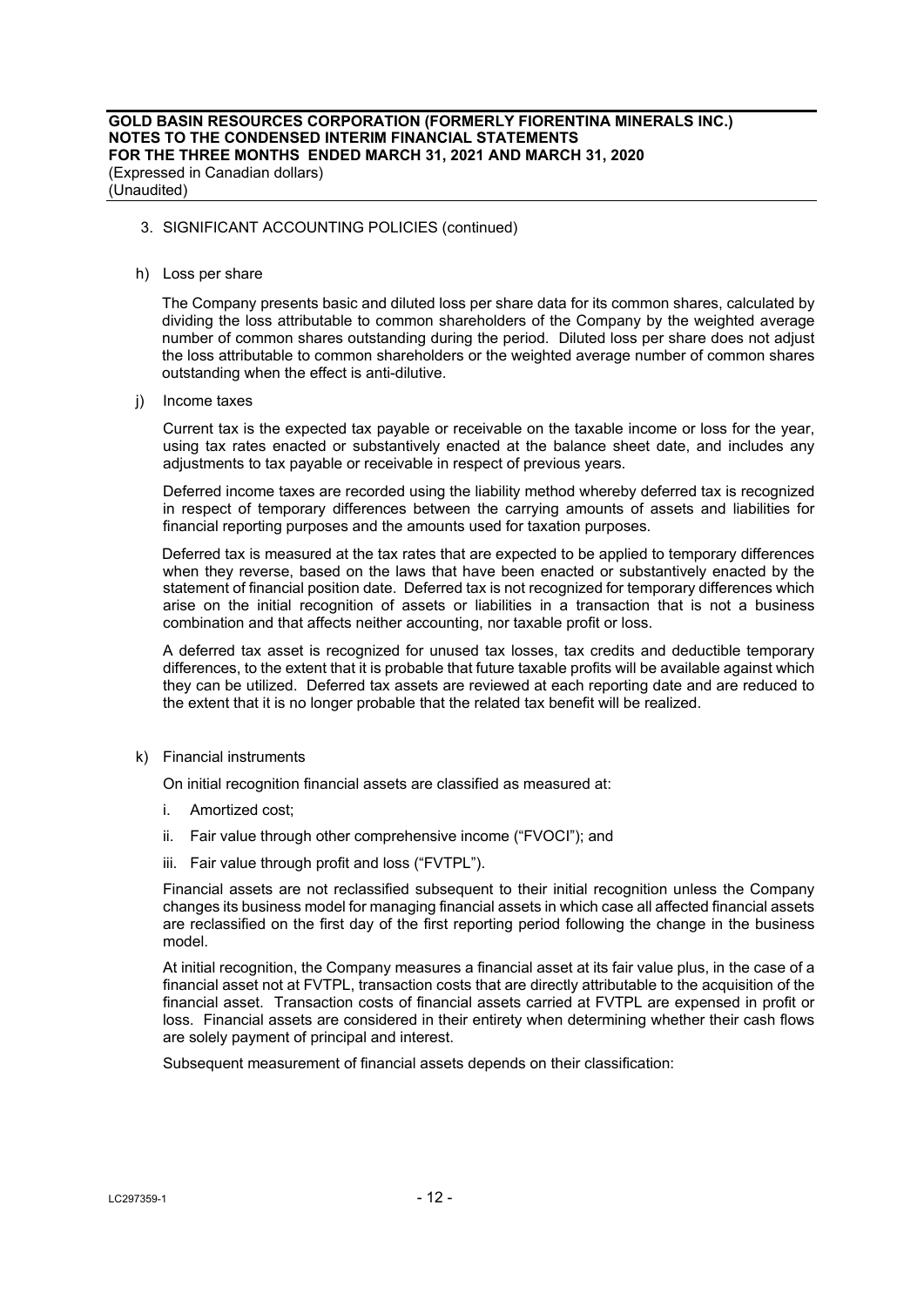3. SIGNIFICANT ACCOUNTING POLICIES (continued)

h) Loss per share

The Company presents basic and diluted loss per share data for its common shares, calculated by dividing the loss attributable to common shareholders of the Company by the weighted average number of common shares outstanding during the period. Diluted loss per share does not adjust the loss attributable to common shareholders or the weighted average number of common shares outstanding when the effect is anti-dilutive.

j) Income taxes

Current tax is the expected tax payable or receivable on the taxable income or loss for the year, using tax rates enacted or substantively enacted at the balance sheet date, and includes any adjustments to tax payable or receivable in respect of previous years.

Deferred income taxes are recorded using the liability method whereby deferred tax is recognized in respect of temporary differences between the carrying amounts of assets and liabilities for financial reporting purposes and the amounts used for taxation purposes.

Deferred tax is measured at the tax rates that are expected to be applied to temporary differences when they reverse, based on the laws that have been enacted or substantively enacted by the statement of financial position date. Deferred tax is not recognized for temporary differences which arise on the initial recognition of assets or liabilities in a transaction that is not a business combination and that affects neither accounting, nor taxable profit or loss.

A deferred tax asset is recognized for unused tax losses, tax credits and deductible temporary differences, to the extent that it is probable that future taxable profits will be available against which they can be utilized. Deferred tax assets are reviewed at each reporting date and are reduced to the extent that it is no longer probable that the related tax benefit will be realized.

k) Financial instruments

On initial recognition financial assets are classified as measured at:

i. Amortized cost;

ii. Fair value through other comprehensive income ("FVOCI"); and

iii. Fair value through profit and loss ("FVTPL").

Financial assets are not reclassified subsequent to their initial recognition unless the Company changes its business model for managing financial assets in which case all affected financial assets are reclassified on the first day of the first reporting period following the change in the business model.

At initial recognition, the Company measures a financial asset at its fair value plus, in the case of a financial asset not at FVTPL, transaction costs that are directly attributable to the acquisition of the financial asset. Transaction costs of financial assets carried at FVTPL are expensed in profit or loss. Financial assets are considered in their entirety when determining whether their cash flows are solely payment of principal and interest.

Subsequent measurement of financial assets depends on their classification: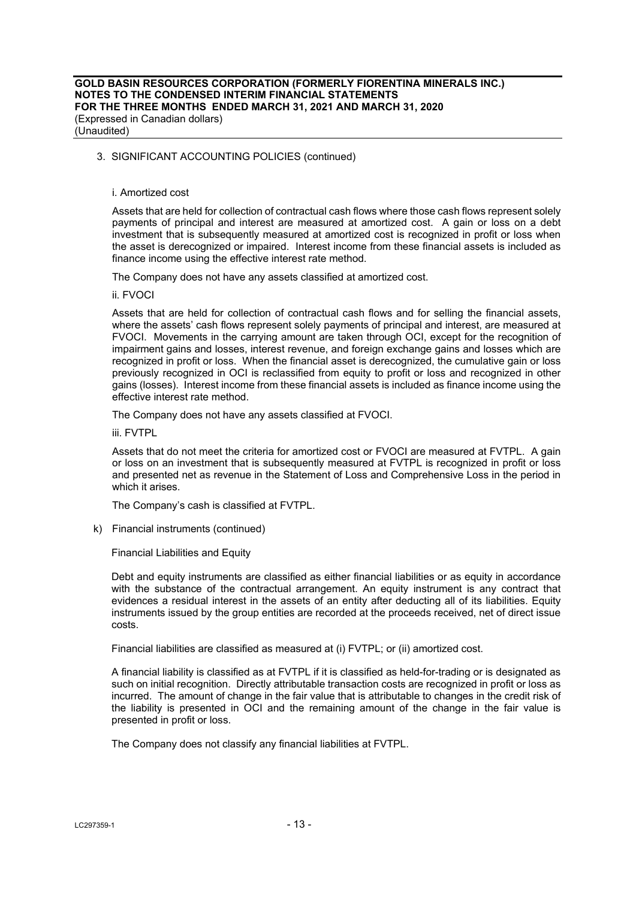3. SIGNIFICANT ACCOUNTING POLICIES (continued)

i. Amortized cost

Assets that are held for collection of contractual cash flows where those cash flows represent solely payments of principal and interest are measured at amortized cost. A gain or loss on a debt investment that is subsequently measured at amortized cost is recognized in profit or loss when the asset is derecognized or impaired. Interest income from these financial assets is included as finance income using the effective interest rate method.

The Company does not have any assets classified at amortized cost.

ii. FVOCI

Assets that are held for collection of contractual cash flows and for selling the financial assets, where the assets' cash flows represent solely payments of principal and interest, are measured at FVOCI. Movements in the carrying amount are taken through OCI, except for the recognition of impairment gains and losses, interest revenue, and foreign exchange gains and losses which are recognized in profit or loss. When the financial asset is derecognized, the cumulative gain or loss previously recognized in OCI is reclassified from equity to profit or loss and recognized in other gains (losses). Interest income from these financial assets is included as finance income using the effective interest rate method.

The Company does not have any assets classified at FVOCI.

iii. FVTPL

Assets that do not meet the criteria for amortized cost or FVOCI are measured at FVTPL. A gain or loss on an investment that is subsequently measured at FVTPL is recognized in profit or loss and presented net as revenue in the Statement of Loss and Comprehensive Loss in the period in which it arises.

The Company's cash is classified at FVTPL.

k) Financial instruments (continued)

Financial Liabilities and Equity

Debt and equity instruments are classified as either financial liabilities or as equity in accordance with the substance of the contractual arrangement. An equity instrument is any contract that evidences a residual interest in the assets of an entity after deducting all of its liabilities. Equity instruments issued by the group entities are recorded at the proceeds received, net of direct issue costs.

Financial liabilities are classified as measured at (i) FVTPL; or (ii) amortized cost.

A financial liability is classified as at FVTPL if it is classified as held-for-trading or is designated as such on initial recognition. Directly attributable transaction costs are recognized in profit or loss as incurred. The amount of change in the fair value that is attributable to changes in the credit risk of the liability is presented in OCI and the remaining amount of the change in the fair value is presented in profit or loss.

The Company does not classify any financial liabilities at FVTPL.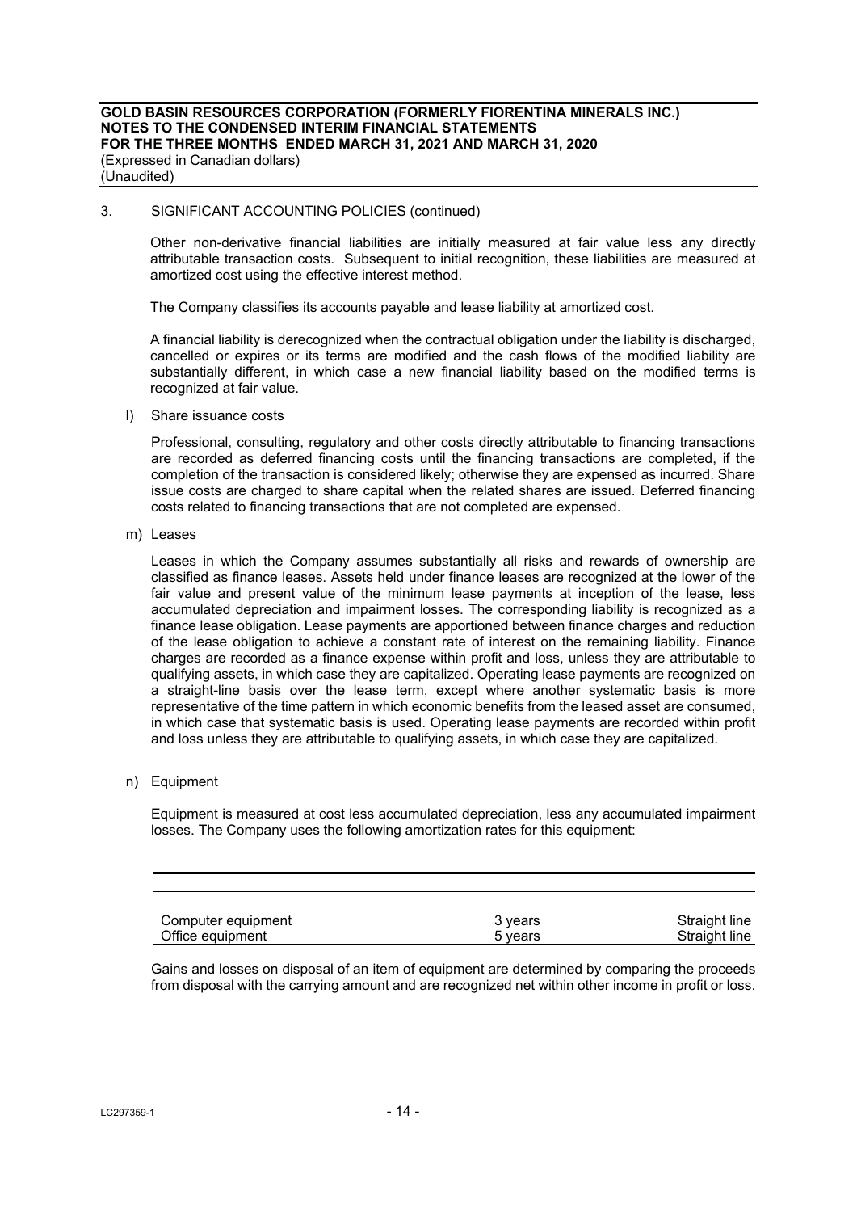3. SIGNIFICANT ACCOUNTING POLICIES (continued)

Other non-derivative financial liabilities are initially measured at fair value less any directly attributable transaction costs. Subsequent to initial recognition, these liabilities are measured at amortized cost using the effective interest method.

The Company classifies its accounts payable and lease liability at amortized cost.

A financial liability is derecognized when the contractual obligation under the liability is discharged, cancelled or expires or its terms are modified and the cash flows of the modified liability are substantially different, in which case a new financial liability based on the modified terms is recognized at fair value.

l) Share issuance costs

Professional, consulting, regulatory and other costs directly attributable to financing transactions are recorded as deferred financing costs until the financing transactions are completed, if the completion of the transaction is considered likely; otherwise they are expensed as incurred. Share issue costs are charged to share capital when the related shares are issued. Deferred financing costs related to financing transactions that are not completed are expensed.

m) Leases

Leases in which the Company assumes substantially all risks and rewards of ownership are classified as finance leases. Assets held under finance leases are recognized at the lower of the fair value and present value of the minimum lease payments at inception of the lease, less accumulated depreciation and impairment losses. The corresponding liability is recognized as a finance lease obligation. Lease payments are apportioned between finance charges and reduction of the lease obligation to achieve a constant rate of interest on the remaining liability. Finance charges are recorded as a finance expense within profit and loss, unless they are attributable to qualifying assets, in which case they are capitalized. Operating lease payments are recognized on a straight-line basis over the lease term, except where another systematic basis is more representative of the time pattern in which economic benefits from the leased asset are consumed, in which case that systematic basis is used. Operating lease payments are recorded within profit and loss unless they are attributable to qualifying assets, in which case they are capitalized.

n) Equipment

Equipment is measured at cost less accumulated depreciation, less any accumulated impairment losses. The Company uses the following amortization rates for this equipment:

| | | |
|---|---|---|
| Computer equipment | 3 years | Straight line |
| Office equipment | 5 years | Straight line |

Gains and losses on disposal of an item of equipment are determined by comparing the proceeds from disposal with the carrying amount and are recognized net within other income in profit or loss.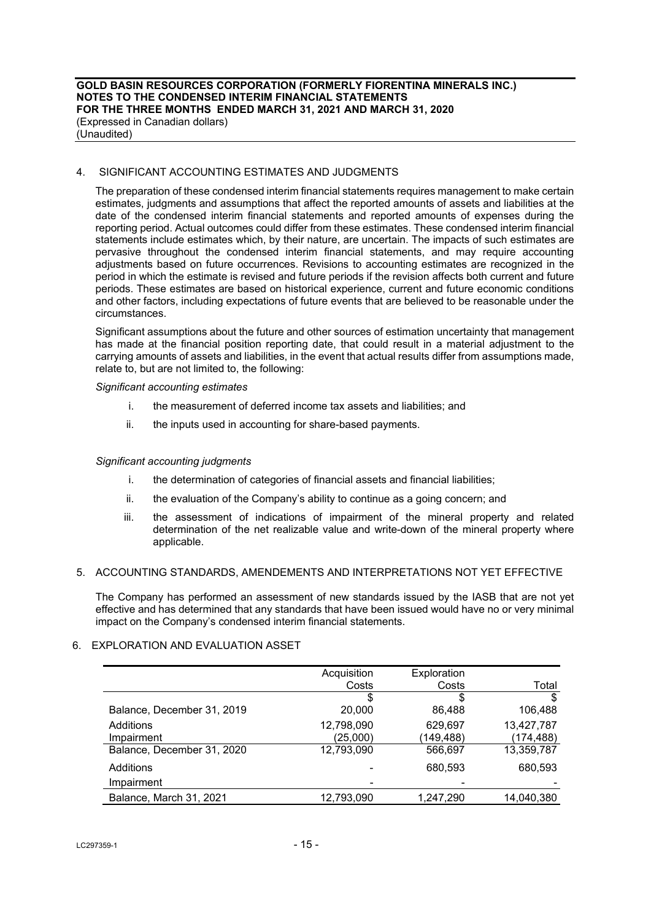## 4. SIGNIFICANT ACCOUNTING ESTIMATES AND JUDGMENTS

The preparation of these condensed interim financial statements requires management to make certain estimates, judgments and assumptions that affect the reported amounts of assets and liabilities at the date of the condensed interim financial statements and reported amounts of expenses during the reporting period. Actual outcomes could differ from these estimates. These condensed interim financial statements include estimates which, by their nature, are uncertain. The impacts of such estimates are pervasive throughout the condensed interim financial statements, and may require accounting adjustments based on future occurrences. Revisions to accounting estimates are recognized in the period in which the estimate is revised and future periods if the revision affects both current and future periods. These estimates are based on historical experience, current and future economic conditions and other factors, including expectations of future events that are believed to be reasonable under the circumstances.

Significant assumptions about the future and other sources of estimation uncertainty that management has made at the financial position reporting date, that could result in a material adjustment to the carrying amounts of assets and liabilities, in the event that actual results differ from assumptions made, relate to, but are not limited to, the following:

*Significant accounting estimates*

i. the measurement of deferred income tax assets and liabilities; and

ii. the inputs used in accounting for share-based payments.

*Significant accounting judgments*

i. the determination of categories of financial assets and financial liabilities;

ii. the evaluation of the Company's ability to continue as a going concern; and

iii. the assessment of indications of impairment of the mineral property and related determination of the net realizable value and write-down of the mineral property where applicable.

## 5. ACCOUNTING STANDARDS, AMENDEMENTS AND INTERPRETATIONS NOT YET EFFECTIVE

The Company has performed an assessment of new standards issued by the IASB that are not yet effective and has determined that any standards that have been issued would have no or very minimal impact on the Company's condensed interim financial statements.

## 6. EXPLORATION AND EVALUATION ASSET

| | Acquisition Costs | Exploration Costs | Total |
|---|---|---|---|
| | $ | $ | $ |
| Balance, December 31, 2019 | 20,000 | 86,488 | 106,488 |
| Additions | 12,798,090 | 629,697 | 13,427,787 |
| Impairment | (25,000) | (149,488) | (174,488) |
| Balance, December 31, 2020 | 12,793,090 | 566,697 | 13,359,787 |
| Additions | - | 680,593 | 680,593 |
| Impairment | - | - | - |
| Balance, March 31, 2021 | 12,793,090 | 1,247,290 | 14,040,380 |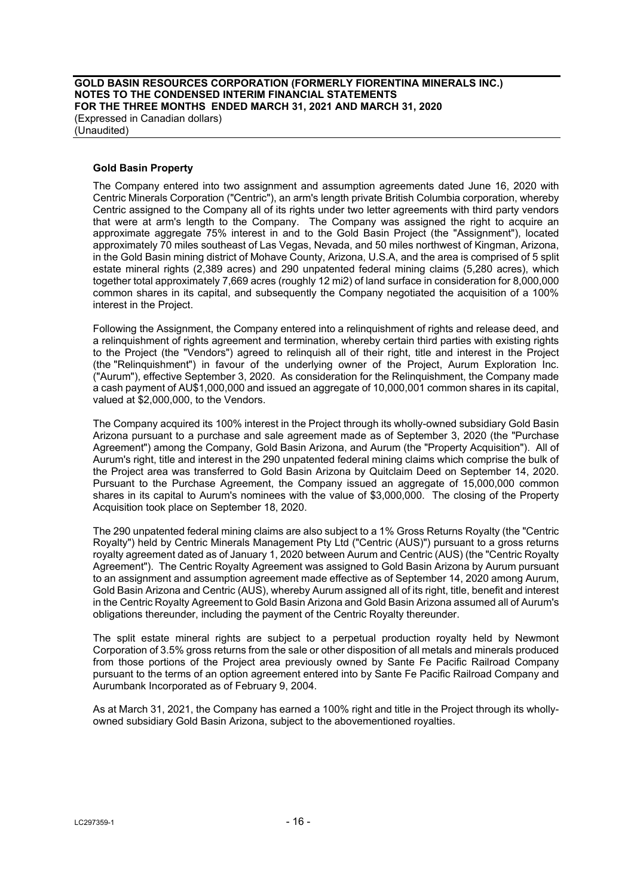### Gold Basin Property

The Company entered into two assignment and assumption agreements dated June 16, 2020 with Centric Minerals Corporation ("Centric"), an arm's length private British Columbia corporation, whereby Centric assigned to the Company all of its rights under two letter agreements with third party vendors that were at arm's length to the Company. The Company was assigned the right to acquire an approximate aggregate 75% interest in and to the Gold Basin Project (the "Assignment"), located approximately 70 miles southeast of Las Vegas, Nevada, and 50 miles northwest of Kingman, Arizona, in the Gold Basin mining district of Mohave County, Arizona, U.S.A, and the area is comprised of 5 split estate mineral rights (2,389 acres) and 290 unpatented federal mining claims (5,280 acres), which together total approximately 7,669 acres (roughly 12 mi2) of land surface in consideration for 8,000,000 common shares in its capital, and subsequently the Company negotiated the acquisition of a 100% interest in the Project.

Following the Assignment, the Company entered into a relinquishment of rights and release deed, and a relinquishment of rights agreement and termination, whereby certain third parties with existing rights to the Project (the "Vendors") agreed to relinquish all of their right, title and interest in the Project (the "Relinquishment") in favour of the underlying owner of the Project, Aurum Exploration Inc. ("Aurum"), effective September 3, 2020. As consideration for the Relinquishment, the Company made a cash payment of AU$1,000,000 and issued an aggregate of 10,000,001 common shares in its capital, valued at $2,000,000, to the Vendors.

The Company acquired its 100% interest in the Project through its wholly-owned subsidiary Gold Basin Arizona pursuant to a purchase and sale agreement made as of September 3, 2020 (the "Purchase Agreement") among the Company, Gold Basin Arizona, and Aurum (the "Property Acquisition"). All of Aurum's right, title and interest in the 290 unpatented federal mining claims which comprise the bulk of the Project area was transferred to Gold Basin Arizona by Quitclaim Deed on September 14, 2020. Pursuant to the Purchase Agreement, the Company issued an aggregate of 15,000,000 common shares in its capital to Aurum's nominees with the value of $3,000,000. The closing of the Property Acquisition took place on September 18, 2020.

The 290 unpatented federal mining claims are also subject to a 1% Gross Returns Royalty (the "Centric Royalty") held by Centric Minerals Management Pty Ltd ("Centric (AUS)") pursuant to a gross returns royalty agreement dated as of January 1, 2020 between Aurum and Centric (AUS) (the "Centric Royalty Agreement"). The Centric Royalty Agreement was assigned to Gold Basin Arizona by Aurum pursuant to an assignment and assumption agreement made effective as of September 14, 2020 among Aurum, Gold Basin Arizona and Centric (AUS), whereby Aurum assigned all of its right, title, benefit and interest in the Centric Royalty Agreement to Gold Basin Arizona and Gold Basin Arizona assumed all of Aurum's obligations thereunder, including the payment of the Centric Royalty thereunder.

The split estate mineral rights are subject to a perpetual production royalty held by Newmont Corporation of 3.5% gross returns from the sale or other disposition of all metals and minerals produced from those portions of the Project area previously owned by Sante Fe Pacific Railroad Company pursuant to the terms of an option agreement entered into by Sante Fe Pacific Railroad Company and Aurumbank Incorporated as of February 9, 2004.

As at March 31, 2021, the Company has earned a 100% right and title in the Project through its wholly-owned subsidiary Gold Basin Arizona, subject to the abovementioned royalties.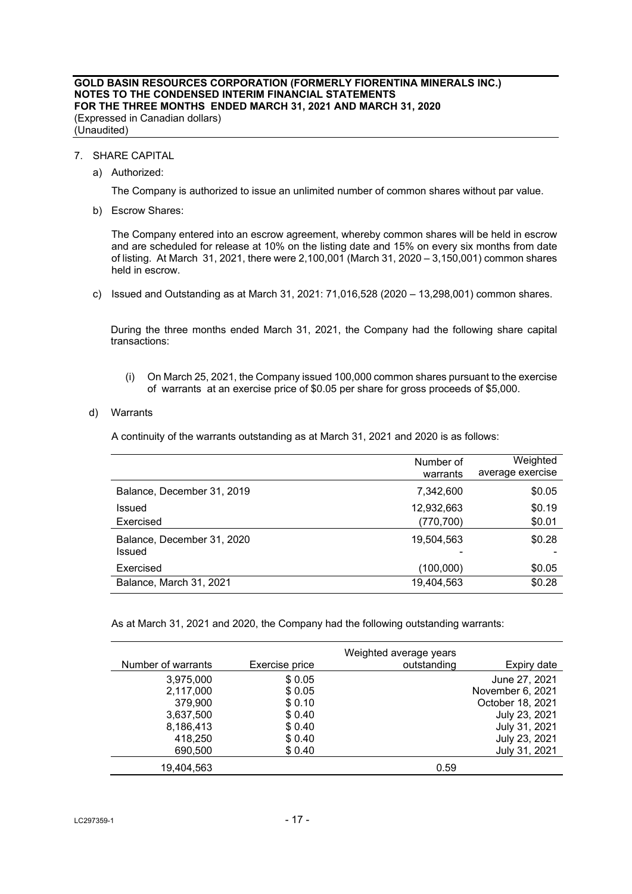**GOLD BASIN RESOURCES CORPORATION (FORMERLY FIORENTINA MINERALS INC.)**
**NOTES TO THE CONDENSED INTERIM FINANCIAL STATEMENTS**
**FOR THE THREE MONTHS ENDED MARCH 31, 2021 AND MARCH 31, 2020**
(Expressed in Canadian dollars)
(Unaudited)

7. SHARE CAPITAL

a) Authorized:

The Company is authorized to issue an unlimited number of common shares without par value.

b) Escrow Shares:

The Company entered into an escrow agreement, whereby common shares will be held in escrow and are scheduled for release at 10% on the listing date and 15% on every six months from date of listing. At March 31, 2021, there were 2,100,001 (March 31, 2020 – 3,150,001) common shares held in escrow.

c) Issued and Outstanding as at March 31, 2021: 71,016,528 (2020 – 13,298,001) common shares.

During the three months ended March 31, 2021, the Company had the following share capital transactions:

(i) On March 25, 2021, the Company issued 100,000 common shares pursuant to the exercise of warrants at an exercise price of $0.05 per share for gross proceeds of $5,000.

d) Warrants

A continuity of the warrants outstanding as at March 31, 2021 and 2020 is as follows:

| | Number of warrants | Weighted average exercise |
|---|---|---|
| Balance, December 31, 2019 | 7,342,600 | $0.05 |
| Issued | 12,932,663 | $0.19 |
| Exercised | (770,700) | $0.01 |
| Balance, December 31, 2020 | 19,504,563 | $0.28 |
| Issued | - | - |
| Exercised | (100,000) | $0.05 |
| Balance, March 31, 2021 | 19,404,563 | $0.28 |

As at March 31, 2021 and 2020, the Company had the following outstanding warrants:

| Number of warrants | Exercise price | Weighted average years outstanding | Expiry date |
|---|---|---|---|
| 3,975,000 | $ 0.05 | | June 27, 2021 |
| 2,117,000 | $ 0.05 | | November 6, 2021 |
| 379,900 | $ 0.10 | | October 18, 2021 |
| 3,637,500 | $ 0.40 | | July 23, 2021 |
| 8,186,413 | $ 0.40 | | July 31, 2021 |
| 418,250 | $ 0.40 | | July 23, 2021 |
| 690,500 | $ 0.40 | | July 31, 2021 |
| 19,404,563 | | 0.59 | |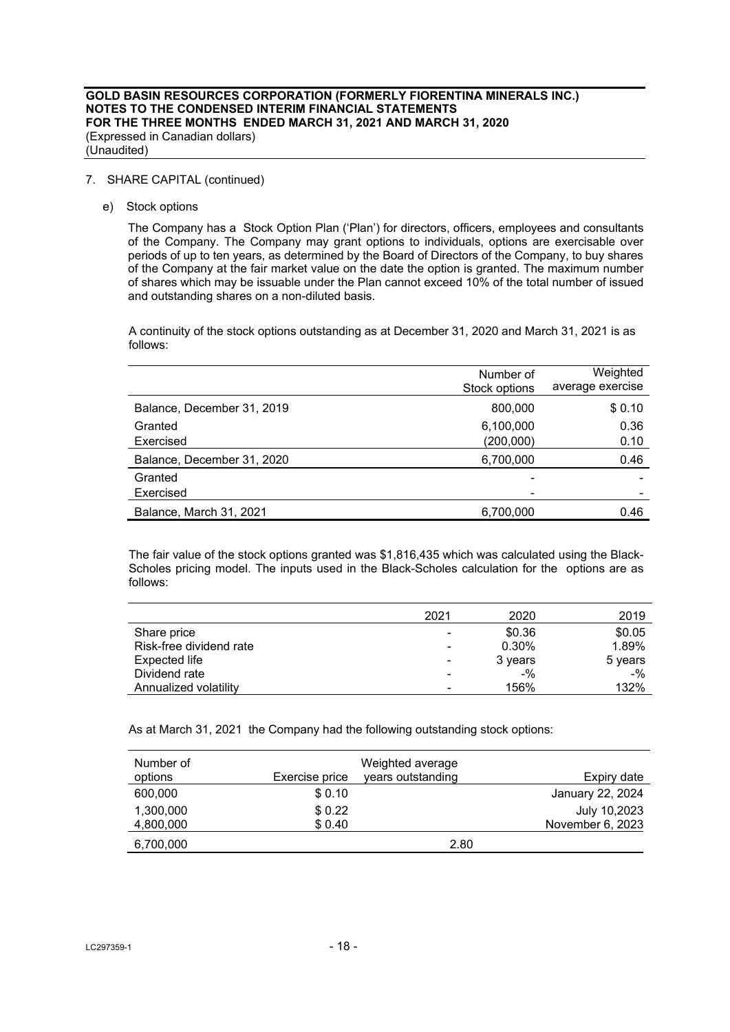7. SHARE CAPITAL (continued)

e) Stock options

The Company has a Stock Option Plan ('Plan') for directors, officers, employees and consultants of the Company. The Company may grant options to individuals, options are exercisable over periods of up to ten years, as determined by the Board of Directors of the Company, to buy shares of the Company at the fair market value on the date the option is granted. The maximum number of shares which may be issuable under the Plan cannot exceed 10% of the total number of issued and outstanding shares on a non-diluted basis.

A continuity of the stock options outstanding as at December 31, 2020 and March 31, 2021 is as follows:

| | Number of Stock options | Weighted average exercise |
|---|---|---|
| Balance, December 31, 2019 | 800,000 | $ 0.10 |
| Granted | 6,100,000 | 0.36 |
| Exercised | (200,000) | 0.10 |
| Balance, December 31, 2020 | 6,700,000 | 0.46 |
| Granted | - | - |
| Exercised | - | - |
| Balance, March 31, 2021 | 6,700,000 | 0.46 |

The fair value of the stock options granted was $1,816,435 which was calculated using the Black-Scholes pricing model. The inputs used in the Black-Scholes calculation for the options are as follows:

| | 2021 | 2020 | 2019 |
|---|---|---|---|
| Share price | - | $0.36 | $0.05 |
| Risk-free dividend rate | - | 0.30% | 1.89% |
| Expected life | - | 3 years | 5 years |
| Dividend rate | - | -% | -% |
| Annualized volatility | - | 156% | 132% |

As at March 31, 2021 the Company had the following outstanding stock options:

| Number of options | Exercise price | Weighted average years outstanding | Expiry date |
|---|---|---|---|
| 600,000 | $ 0.10 | | January 22, 2024 |
| 1,300,000 | $ 0.22 | | July 10,2023 |
| 4,800,000 | $ 0.40 | | November 6, 2023 |
| 6,700,000 | | 2.80 | |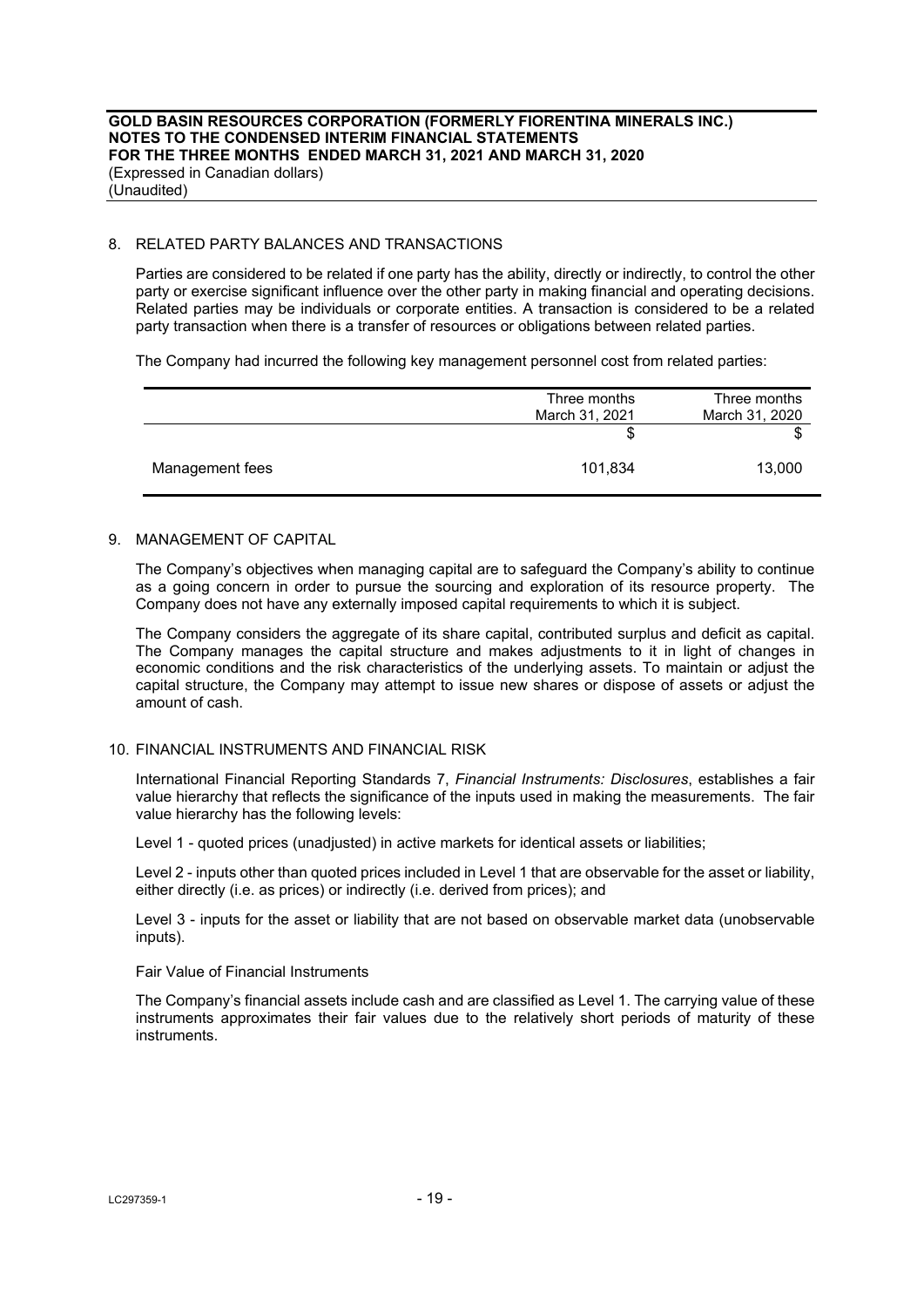## 8. RELATED PARTY BALANCES AND TRANSACTIONS

Parties are considered to be related if one party has the ability, directly or indirectly, to control the other party or exercise significant influence over the other party in making financial and operating decisions. Related parties may be individuals or corporate entities. A transaction is considered to be a related party transaction when there is a transfer of resources or obligations between related parties.

The Company had incurred the following key management personnel cost from related parties:

| | Three months March 31, 2021 | Three months March 31, 2020 |
|---|---|---|
| | $ | $ |
| Management fees | 101,834 | 13,000 |

## 9. MANAGEMENT OF CAPITAL

The Company's objectives when managing capital are to safeguard the Company's ability to continue as a going concern in order to pursue the sourcing and exploration of its resource property. The Company does not have any externally imposed capital requirements to which it is subject.

The Company considers the aggregate of its share capital, contributed surplus and deficit as capital. The Company manages the capital structure and makes adjustments to it in light of changes in economic conditions and the risk characteristics of the underlying assets. To maintain or adjust the capital structure, the Company may attempt to issue new shares or dispose of assets or adjust the amount of cash.

## 10. FINANCIAL INSTRUMENTS AND FINANCIAL RISK

International Financial Reporting Standards 7, *Financial Instruments: Disclosures*, establishes a fair value hierarchy that reflects the significance of the inputs used in making the measurements. The fair value hierarchy has the following levels:

Level 1 - quoted prices (unadjusted) in active markets for identical assets or liabilities;

Level 2 - inputs other than quoted prices included in Level 1 that are observable for the asset or liability, either directly (i.e. as prices) or indirectly (i.e. derived from prices); and

Level 3 - inputs for the asset or liability that are not based on observable market data (unobservable inputs).

Fair Value of Financial Instruments

The Company's financial assets include cash and are classified as Level 1. The carrying value of these instruments approximates their fair values due to the relatively short periods of maturity of these instruments.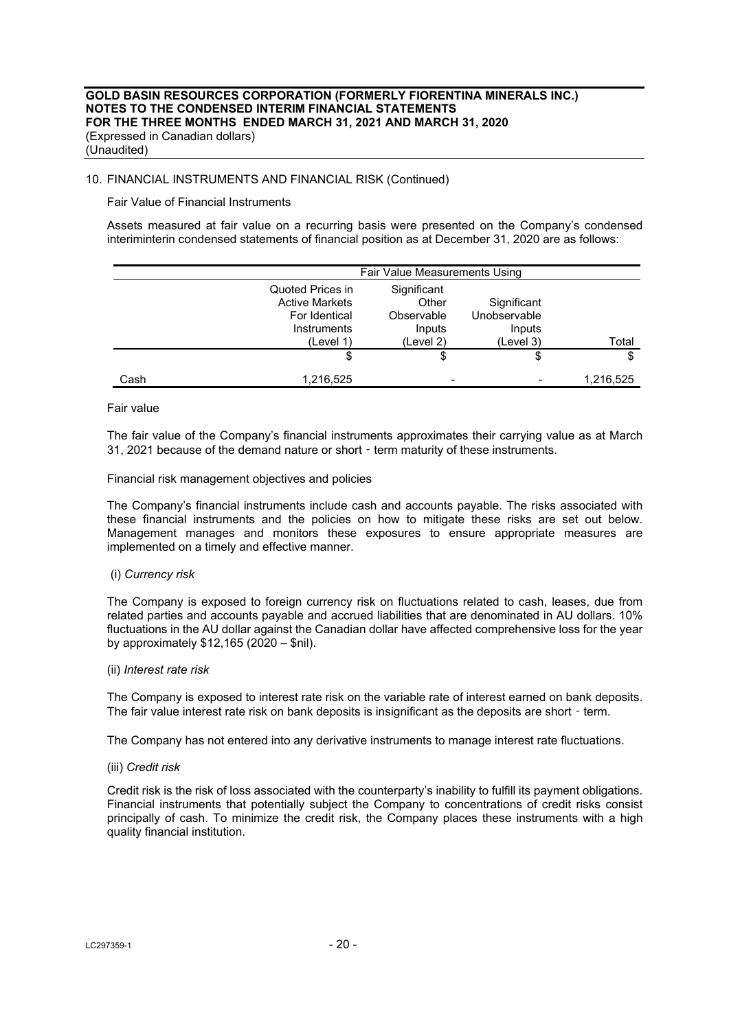# GOLD BASIN RESOURCES CORPORATION (FORMERLY FIORENTINA MINERALS INC.)
## NOTES TO THE CONDENSED INTERIM FINANCIAL STATEMENTS
## FOR THE THREE MONTHS ENDED MARCH 31, 2021 AND MARCH 31, 2020
(Expressed in Canadian dollars)
(Unaudited)

10. FINANCIAL INSTRUMENTS AND FINANCIAL RISK (Continued)

Fair Value of Financial Instruments

Assets measured at fair value on a recurring basis were presented on the Company's condensed interiminterin condensed statements of financial position as at December 31, 2020 are as follows:

| | Fair Value Measurements Using | | | |
|---|---|---|---|---|
| | Quoted Prices in Active Markets For Identical Instruments (Level 1) | Significant Other Observable Inputs (Level 2) | Significant Unobservable Inputs (Level 3) | Total |
| | $ | $ | $ | $ |
| Cash | 1,216,525 | - | - | 1,216,525 |

Fair value

The fair value of the Company's financial instruments approximates their carrying value as at March 31, 2021 because of the demand nature or short‐term maturity of these instruments.

Financial risk management objectives and policies

The Company's financial instruments include cash and accounts payable. The risks associated with these financial instruments and the policies on how to mitigate these risks are set out below. Management manages and monitors these exposures to ensure appropriate measures are implemented on a timely and effective manner.

(i) *Currency risk*

The Company is exposed to foreign currency risk on fluctuations related to cash, leases, due from related parties and accounts payable and accrued liabilities that are denominated in AU dollars. 10% fluctuations in the AU dollar against the Canadian dollar have affected comprehensive loss for the year by approximately $12,165 (2020 – $nil).

(ii) *Interest rate risk*

The Company is exposed to interest rate risk on the variable rate of interest earned on bank deposits. The fair value interest rate risk on bank deposits is insignificant as the deposits are short‐term.

The Company has not entered into any derivative instruments to manage interest rate fluctuations.

(iii) *Credit risk*

Credit risk is the risk of loss associated with the counterparty's inability to fulfill its payment obligations. Financial instruments that potentially subject the Company to concentrations of credit risks consist principally of cash. To minimize the credit risk, the Company places these instruments with a high quality financial institution.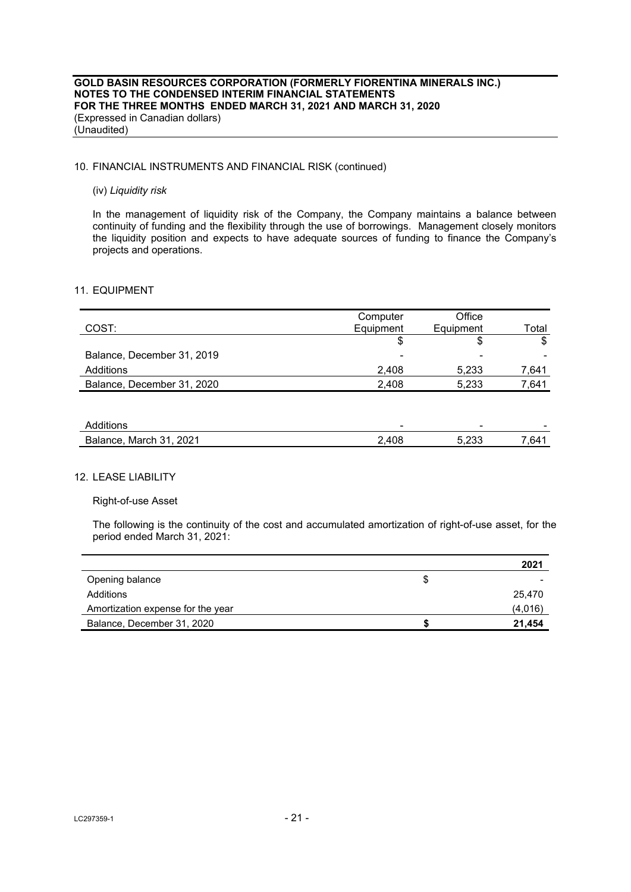## 10. FINANCIAL INSTRUMENTS AND FINANCIAL RISK (continued)

(iv) *Liquidity risk*

In the management of liquidity risk of the Company, the Company maintains a balance between continuity of funding and the flexibility through the use of borrowings. Management closely monitors the liquidity position and expects to have adequate sources of funding to finance the Company's projects and operations.

## 11. EQUIPMENT

| COST: | Computer Equipment | Office Equipment | Total |
|---|---|---|---|
| | $ | $ | $ |
| Balance, December 31, 2019 | - | - | - |
| Additions | 2,408 | 5,233 | 7,641 |
| Balance, December 31, 2020 | 2,408 | 5,233 | 7,641 |
| | | | |
| Additions | - | - | - |
| Balance, March 31, 2021 | 2,408 | 5,233 | 7,641 |

## 12. LEASE LIABILITY

Right-of-use Asset

The following is the continuity of the cost and accumulated amortization of right-of-use asset, for the period ended March 31, 2021:

| | | 2021 |
|---|---|---|
| Opening balance | $ | - |
| Additions | | 25,470 |
| Amortization expense for the year | | (4,016) |
| Balance, December 31, 2020 | **$** | **21,454** |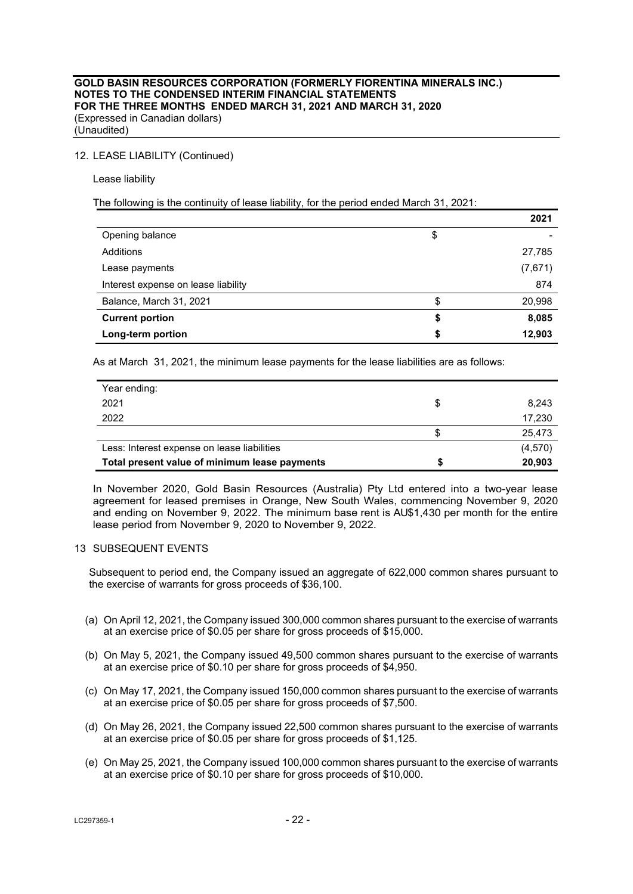## 12. LEASE LIABILITY (Continued)

Lease liability

The following is the continuity of lease liability, for the period ended March 31, 2021:

| | | 2021 |
|---|---|---|
| Opening balance | $ | - |
| Additions | | 27,785 |
| Lease payments | | (7,671) |
| Interest expense on lease liability | | 874 |
| Balance, March 31, 2021 | $ | 20,998 |
| **Current portion** | **$** | **8,085** |
| **Long-term portion** | **$** | **12,903** |

As at March 31, 2021, the minimum lease payments for the lease liabilities are as follows:

| | | |
|---|---|---|
| Year ending: | | |
| 2021 | $ | 8,243 |
| 2022 | | 17,230 |
| | $ | 25,473 |
| Less: Interest expense on lease liabilities | | (4,570) |
| **Total present value of minimum lease payments** | **$** | **20,903** |

In November 2020, Gold Basin Resources (Australia) Pty Ltd entered into a two-year lease agreement for leased premises in Orange, New South Wales, commencing November 9, 2020 and ending on November 9, 2022. The minimum base rent is AU$1,430 per month for the entire lease period from November 9, 2020 to November 9, 2022.

## 13 SUBSEQUENT EVENTS

Subsequent to period end, the Company issued an aggregate of 622,000 common shares pursuant to the exercise of warrants for gross proceeds of $36,100.

(a) On April 12, 2021, the Company issued 300,000 common shares pursuant to the exercise of warrants at an exercise price of $0.05 per share for gross proceeds of $15,000.

(b) On May 5, 2021, the Company issued 49,500 common shares pursuant to the exercise of warrants at an exercise price of $0.10 per share for gross proceeds of $4,950.

(c) On May 17, 2021, the Company issued 150,000 common shares pursuant to the exercise of warrants at an exercise price of $0.05 per share for gross proceeds of $7,500.

(d) On May 26, 2021, the Company issued 22,500 common shares pursuant to the exercise of warrants at an exercise price of $0.05 per share for gross proceeds of $1,125.

(e) On May 25, 2021, the Company issued 100,000 common shares pursuant to the exercise of warrants at an exercise price of $0.10 per share for gross proceeds of $10,000.